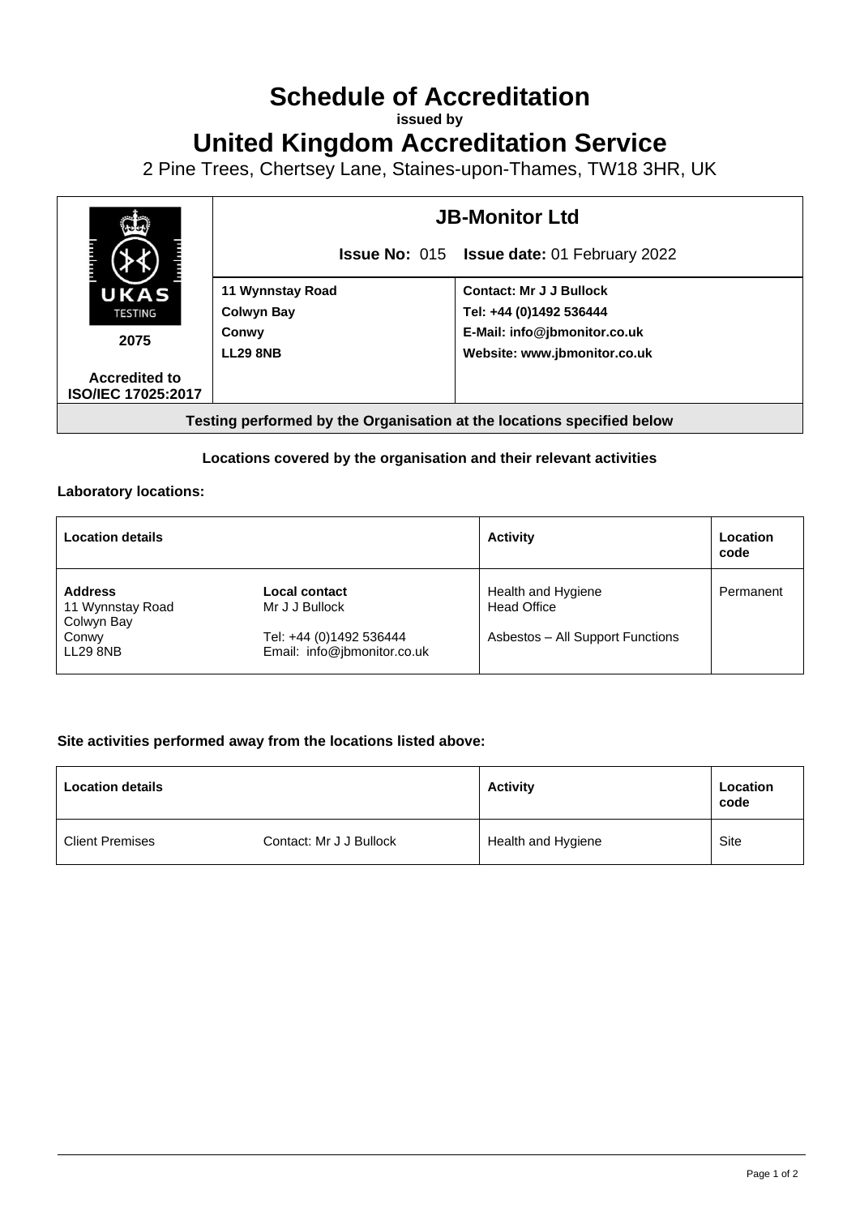# Schedule of Accreditation

**issued by**

# United Kingdom Accreditation Service

2 Pine Trees, Chertsey Lane, Staines-upon-Thames, TW18 3HR, UK

| UKAS TESTING 2075 Accredited to ISO/IEC 17025:2017 | **JB-Monitor Ltd** | |
|---|---|---|
| | **Issue No:** 015 **Issue date:** 01 February 2022 | |
| | **11 Wynnstay Road**<br>**Colwyn Bay**<br>**Conwy**<br>**LL29 8NB** | **Contact: Mr J J Bullock**<br>**Tel: +44 (0)1492 536444**<br>**E-Mail: info@jbmonitor.co.uk**<br>**Website: www.jbmonitor.co.uk** |

**Testing performed by the Organisation at the locations specified below**

### Locations covered by the organisation and their relevant activities

**Laboratory locations:**

| Location details | | Activity | Location code |
|---|---|---|---|
| **Address**<br>11 Wynnstay Road<br>Colwyn Bay<br>Conwy<br>LL29 8NB | **Local contact**<br>Mr J J Bullock<br><br>Tel: +44 (0)1492 536444<br>Email: info@jbmonitor.co.uk | Health and Hygiene<br>Head Office<br><br>Asbestos – All Support Functions | Permanent |

**Site activities performed away from the locations listed above:**

| Location details | | Activity | Location code |
|---|---|---|---|
| Client Premises | Contact: Mr J J Bullock | Health and Hygiene | Site |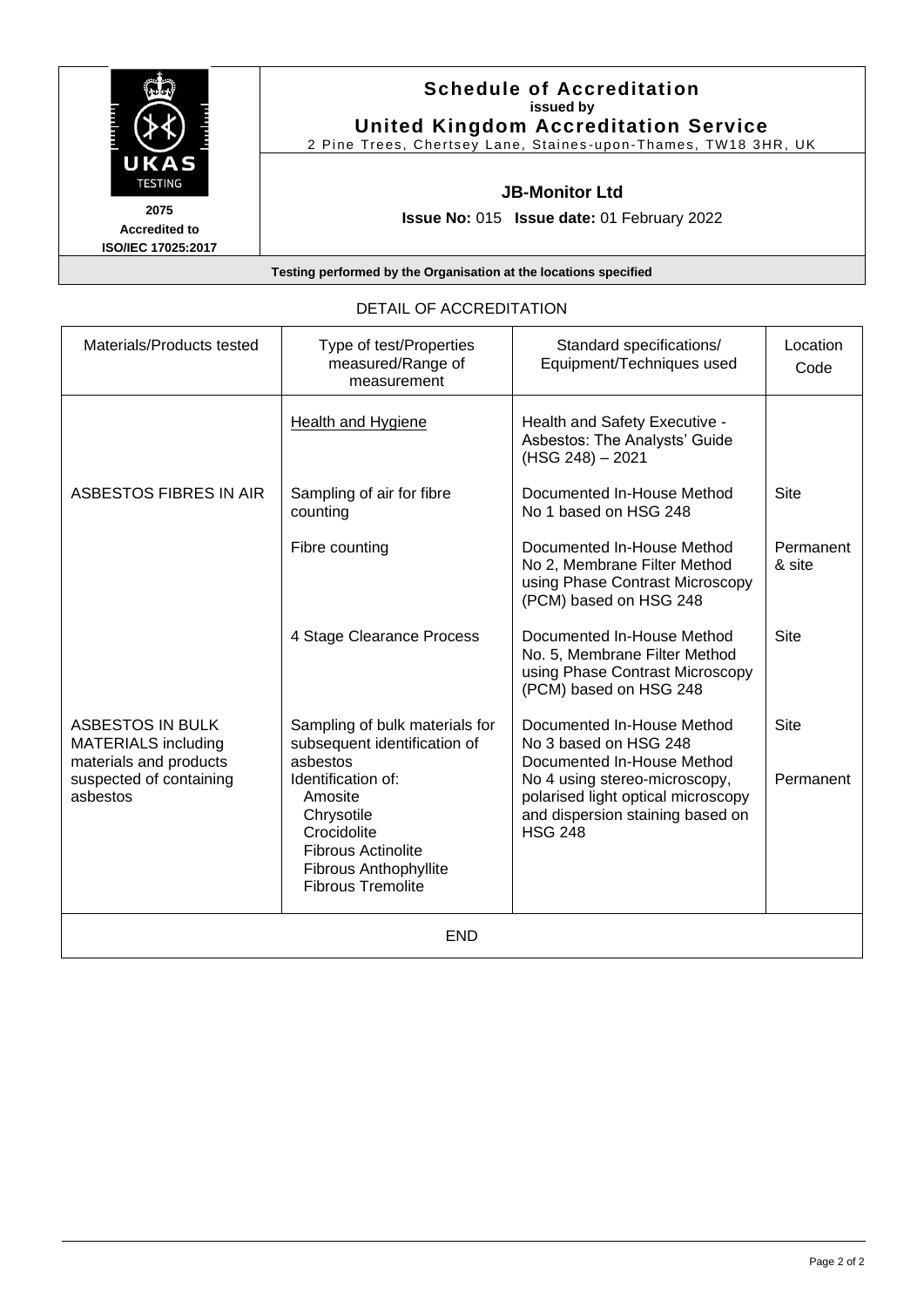**Schedule of Accreditation**
**issued by**
**United Kingdom Accreditation Service**
2 Pine Trees, Chertsey Lane, Staines-upon-Thames, TW18 3HR, UK

**2075**
**Accredited to**
**ISO/IEC 17025:2017**

**JB-Monitor Ltd**

**Issue No:** 015 **Issue date:** 01 February 2022

**Testing performed by the Organisation at the locations specified**

## DETAIL OF ACCREDITATION

| Materials/Products tested | Type of test/Properties measured/Range of measurement | Standard specifications/ Equipment/Techniques used | Location Code |
|---|---|---|---|
| | Health and Hygiene | Health and Safety Executive - Asbestos: The Analysts' Guide (HSG 248) – 2021 | |
| ASBESTOS FIBRES IN AIR | Sampling of air for fibre counting | Documented In-House Method No 1 based on HSG 248 | Site |
| | Fibre counting | Documented In-House Method No 2, Membrane Filter Method using Phase Contrast Microscopy (PCM) based on HSG 248 | Permanent & site |
| | 4 Stage Clearance Process | Documented In-House Method No. 5, Membrane Filter Method using Phase Contrast Microscopy (PCM) based on HSG 248 | Site |
| ASBESTOS IN BULK MATERIALS including materials and products suspected of containing asbestos | Sampling of bulk materials for subsequent identification of asbestos | Documented In-House Method No 3 based on HSG 248 | Site |
| | Identification of: Amosite, Chrysotile, Crocidolite, Fibrous Actinolite, Fibrous Anthophyllite, Fibrous Tremolite | Documented In-House Method No 4 using stereo-microscopy, polarised light optical microscopy and dispersion staining based on HSG 248 | Permanent |

END